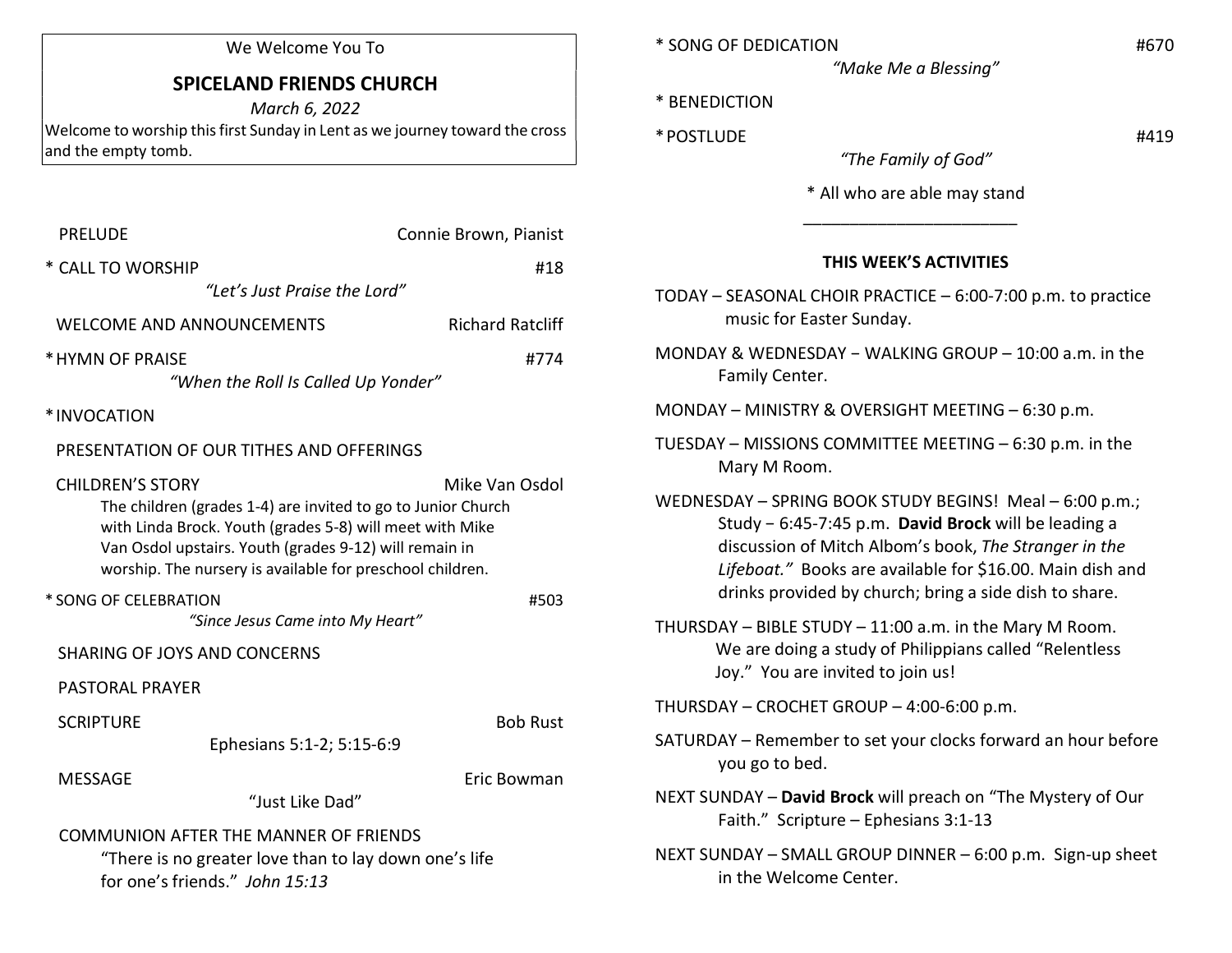We Welcome You To

# SPICELAND FRIENDS CHURCH

*March 6, 2022*

Welcome to worship this first Sunday in Lent as we journey toward the cross and the empty tomb.

PRELUDE — Connie Brown, Pianist

* CALL TO WORSHIP — #18
*"Let's Just Praise the Lord"*

WELCOME AND ANNOUNCEMENTS — Richard Ratcliff

* HYMN OF PRAISE — #774
*"When the Roll Is Called Up Yonder"*

* INVOCATION

PRESENTATION OF OUR TITHES AND OFFERINGS

CHILDREN'S STORY — Mike Van Osdol

The children (grades 1-4) are invited to go to Junior Church with Linda Brock. Youth (grades 5-8) will meet with Mike Van Osdol upstairs. Youth (grades 9-12) will remain in worship. The nursery is available for preschool children.

* SONG OF CELEBRATION — #503
*"Since Jesus Came into My Heart"*

SHARING OF JOYS AND CONCERNS

PASTORAL PRAYER

SCRIPTURE — Bob Rust
Ephesians 5:1-2; 5:15-6:9

MESSAGE — Eric Bowman
"Just Like Dad"

COMMUNION AFTER THE MANNER OF FRIENDS

"There is no greater love than to lay down one's life for one's friends." *John 15:13*

* SONG OF DEDICATION — #670
*"Make Me a Blessing"*

* BENEDICTION

* POSTLUDE — #419
*"The Family of God"*

* All who are able may stand

---

## THIS WEEK'S ACTIVITIES

TODAY – SEASONAL CHOIR PRACTICE – 6:00-7:00 p.m. to practice music for Easter Sunday.

MONDAY & WEDNESDAY – WALKING GROUP – 10:00 a.m. in the Family Center.

MONDAY – MINISTRY & OVERSIGHT MEETING – 6:30 p.m.

TUESDAY – MISSIONS COMMITTEE MEETING – 6:30 p.m. in the Mary M Room.

WEDNESDAY – SPRING BOOK STUDY BEGINS! Meal – 6:00 p.m.; Study – 6:45-7:45 p.m. **David Brock** will be leading a discussion of Mitch Albom's book, *The Stranger in the Lifeboat."* Books are available for $16.00. Main dish and drinks provided by church; bring a side dish to share.

THURSDAY – BIBLE STUDY – 11:00 a.m. in the Mary M Room. We are doing a study of Philippians called "Relentless Joy." You are invited to join us!

THURSDAY – CROCHET GROUP – 4:00-6:00 p.m.

SATURDAY – Remember to set your clocks forward an hour before you go to bed.

NEXT SUNDAY – **David Brock** will preach on "The Mystery of Our Faith." Scripture – Ephesians 3:1-13

NEXT SUNDAY – SMALL GROUP DINNER – 6:00 p.m. Sign-up sheet in the Welcome Center.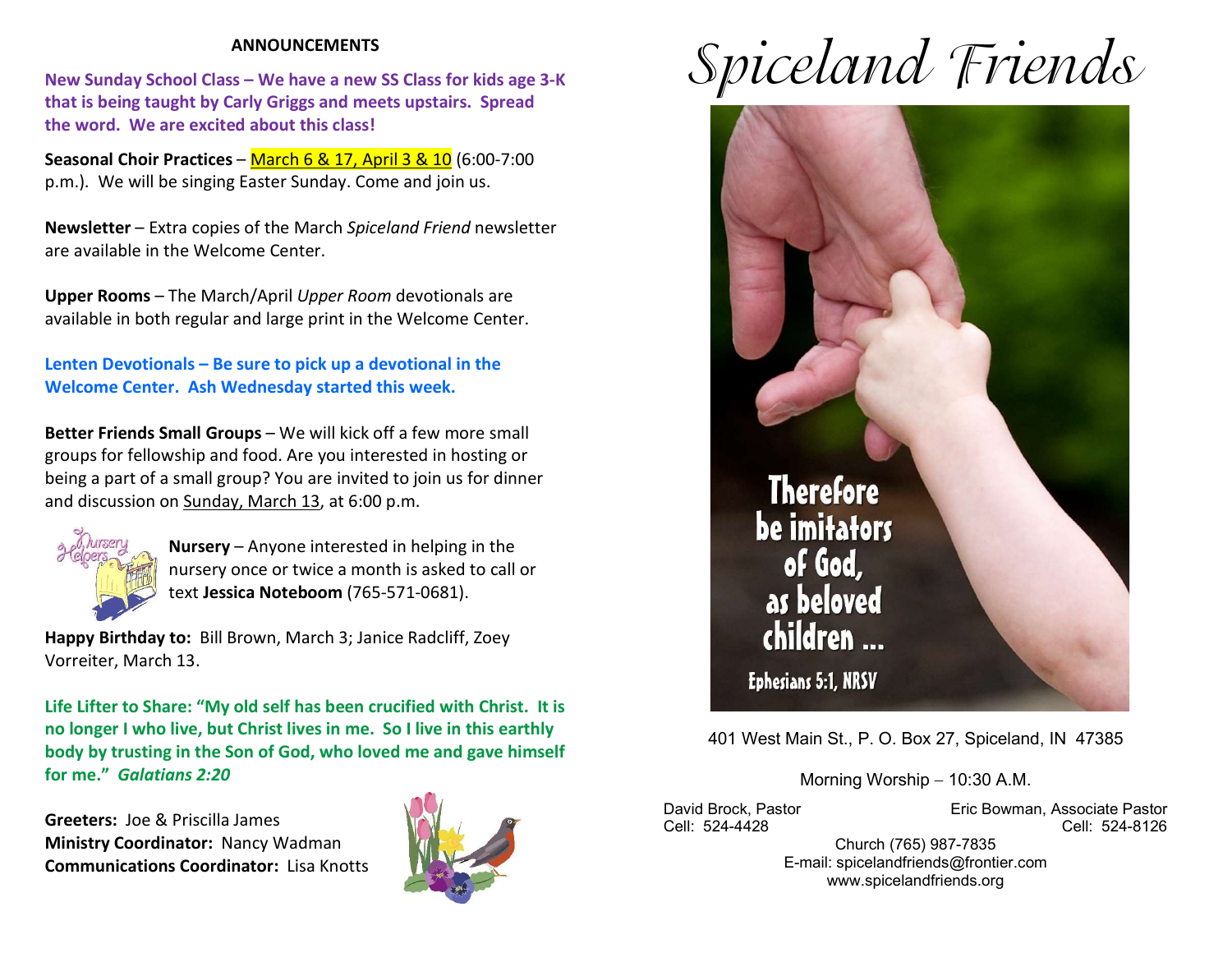**ANNOUNCEMENTS**

**New Sunday School Class – We have a new SS Class for kids age 3-K that is being taught by Carly Griggs and meets upstairs. Spread the word. We are excited about this class!**

**Seasonal Choir Practices** – March 6 & 17, April 3 & 10 (6:00-7:00 p.m.). We will be singing Easter Sunday. Come and join us.

**Newsletter** – Extra copies of the March *Spiceland Friend* newsletter are available in the Welcome Center.

**Upper Rooms** – The March/April *Upper Room* devotionals are available in both regular and large print in the Welcome Center.

**Lenten Devotionals – Be sure to pick up a devotional in the Welcome Center. Ash Wednesday started this week.**

**Better Friends Small Groups** – We will kick off a few more small groups for fellowship and food. Are you interested in hosting or being a part of a small group? You are invited to join us for dinner and discussion on Sunday, March 13, at 6:00 p.m.

**Nursery** – Anyone interested in helping in the nursery once or twice a month is asked to call or text **Jessica Noteboom** (765-571-0681).

**Happy Birthday to:** Bill Brown, March 3; Janice Radcliff, Zoey Vorreiter, March 13.

**Life Lifter to Share: "My old self has been crucified with Christ. It is no longer I who live, but Christ lives in me. So I live in this earthly body by trusting in the Son of God, who loved me and gave himself for me."** ***Galatians 2:20***

**Greeters:** Joe & Priscilla James
**Ministry Coordinator:** Nancy Wadman
**Communications Coordinator:** Lisa Knotts

# Spiceland Friends

Therefore be imitators of God, as beloved children ...

Ephesians 5:1, NRSV

401 West Main St., P. O. Box 27, Spiceland, IN 47385

Morning Worship – 10:30 A.M.

David Brock, Pastor
Cell: 524-4428

Eric Bowman, Associate Pastor
Cell: 524-8126

Church (765) 987-7835
E-mail: spicelandfriends@frontier.com
www.spicelandfriends.org